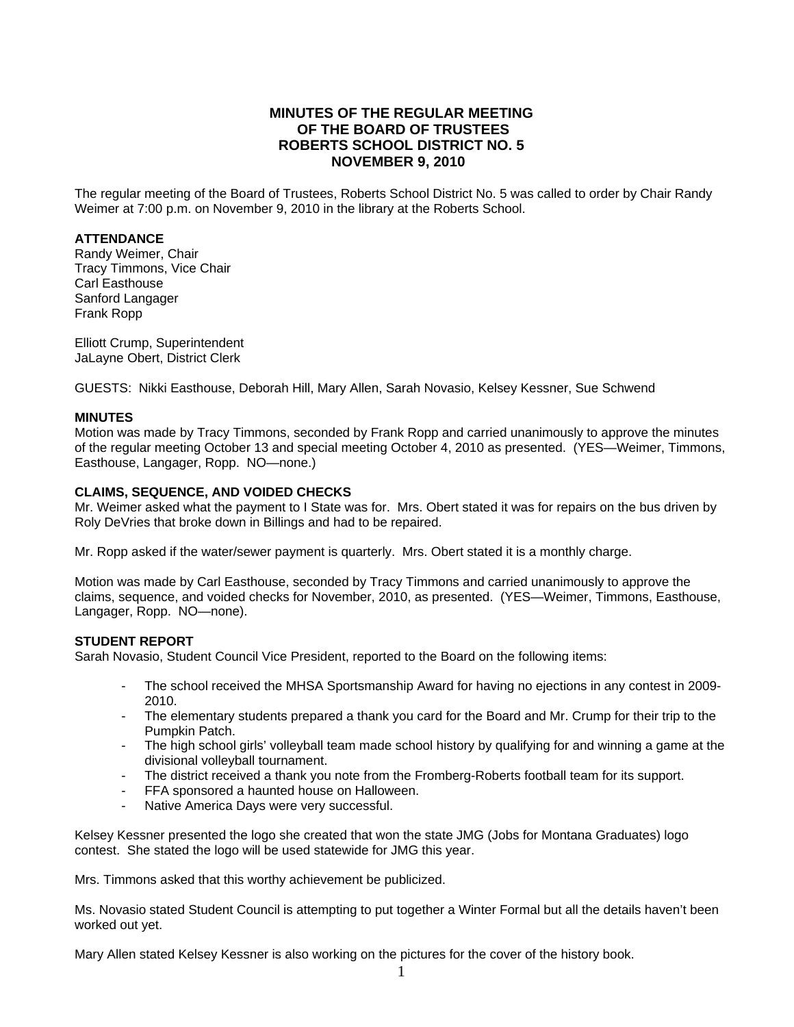# MINUTES OF THE REGULAR MEETING OF THE BOARD OF TRUSTEES ROBERTS SCHOOL DISTRICT NO. 5 NOVEMBER 9, 2010

The regular meeting of the Board of Trustees, Roberts School District No. 5 was called to order by Chair Randy Weimer at 7:00 p.m. on November 9, 2010 in the library at the Roberts School.

**ATTENDANCE**

Randy Weimer, Chair
Tracy Timmons, Vice Chair
Carl Easthouse
Sanford Langager
Frank Ropp

Elliott Crump, Superintendent
JaLayne Obert, District Clerk

GUESTS: Nikki Easthouse, Deborah Hill, Mary Allen, Sarah Novasio, Kelsey Kessner, Sue Schwend

**MINUTES**

Motion was made by Tracy Timmons, seconded by Frank Ropp and carried unanimously to approve the minutes of the regular meeting October 13 and special meeting October 4, 2010 as presented. (YES—Weimer, Timmons, Easthouse, Langager, Ropp. NO—none.)

**CLAIMS, SEQUENCE, AND VOIDED CHECKS**

Mr. Weimer asked what the payment to I State was for. Mrs. Obert stated it was for repairs on the bus driven by Roly DeVries that broke down in Billings and had to be repaired.

Mr. Ropp asked if the water/sewer payment is quarterly. Mrs. Obert stated it is a monthly charge.

Motion was made by Carl Easthouse, seconded by Tracy Timmons and carried unanimously to approve the claims, sequence, and voided checks for November, 2010, as presented. (YES—Weimer, Timmons, Easthouse, Langager, Ropp. NO—none).

**STUDENT REPORT**

Sarah Novasio, Student Council Vice President, reported to the Board on the following items:

- The school received the MHSA Sportsmanship Award for having no ejections in any contest in 2009-2010.
- The elementary students prepared a thank you card for the Board and Mr. Crump for their trip to the Pumpkin Patch.
- The high school girls' volleyball team made school history by qualifying for and winning a game at the divisional volleyball tournament.
- The district received a thank you note from the Fromberg-Roberts football team for its support.
- FFA sponsored a haunted house on Halloween.
- Native America Days were very successful.

Kelsey Kessner presented the logo she created that won the state JMG (Jobs for Montana Graduates) logo contest. She stated the logo will be used statewide for JMG this year.

Mrs. Timmons asked that this worthy achievement be publicized.

Ms. Novasio stated Student Council is attempting to put together a Winter Formal but all the details haven't been worked out yet.

Mary Allen stated Kelsey Kessner is also working on the pictures for the cover of the history book.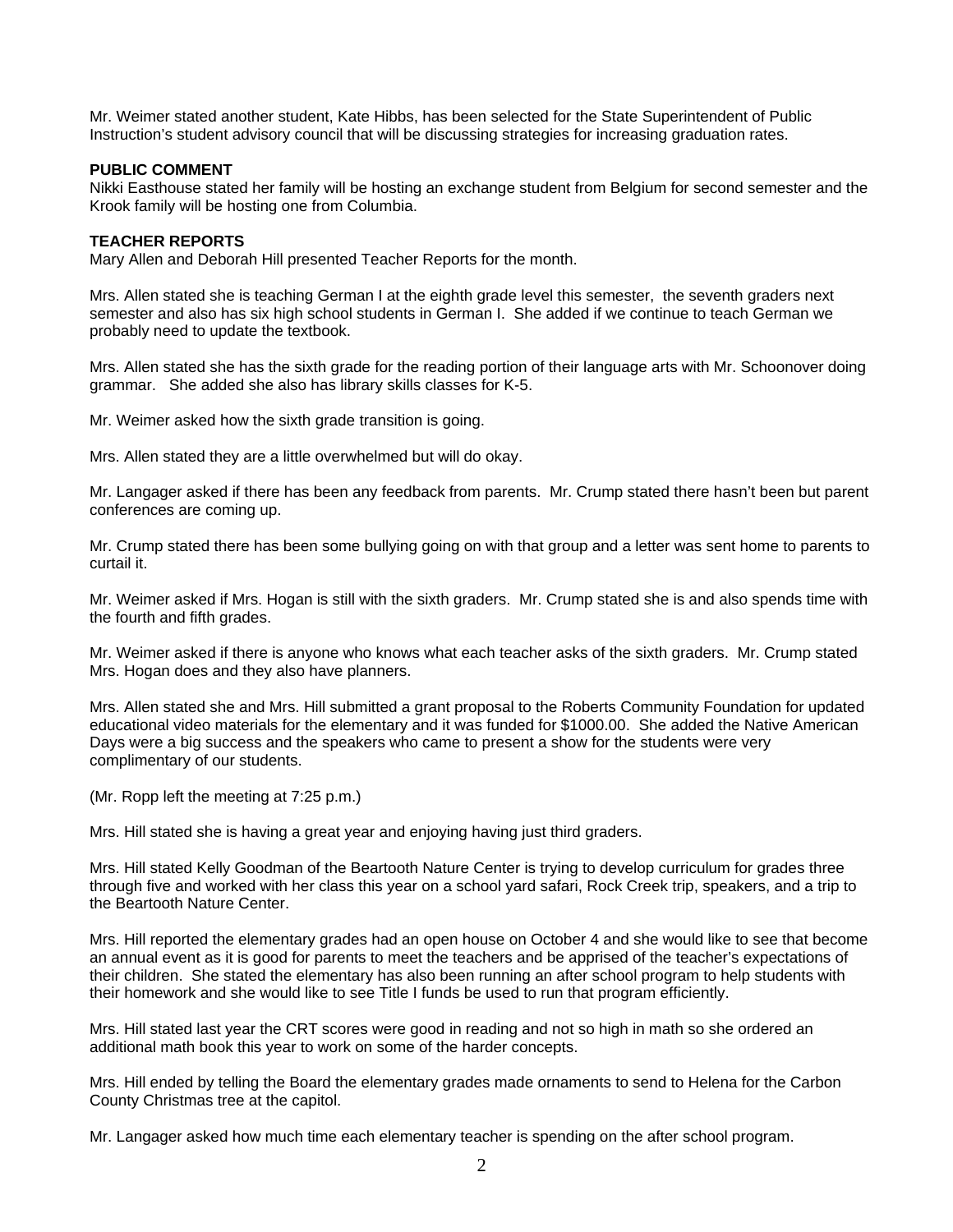Mr. Weimer stated another student, Kate Hibbs, has been selected for the State Superintendent of Public Instruction's student advisory council that will be discussing strategies for increasing graduation rates.

**PUBLIC COMMENT**

Nikki Easthouse stated her family will be hosting an exchange student from Belgium for second semester and the Krook family will be hosting one from Columbia.

**TEACHER REPORTS**

Mary Allen and Deborah Hill presented Teacher Reports for the month.

Mrs. Allen stated she is teaching German I at the eighth grade level this semester, the seventh graders next semester and also has six high school students in German I. She added if we continue to teach German we probably need to update the textbook.

Mrs. Allen stated she has the sixth grade for the reading portion of their language arts with Mr. Schoonover doing grammar. She added she also has library skills classes for K-5.

Mr. Weimer asked how the sixth grade transition is going.

Mrs. Allen stated they are a little overwhelmed but will do okay.

Mr. Langager asked if there has been any feedback from parents. Mr. Crump stated there hasn't been but parent conferences are coming up.

Mr. Crump stated there has been some bullying going on with that group and a letter was sent home to parents to curtail it.

Mr. Weimer asked if Mrs. Hogan is still with the sixth graders. Mr. Crump stated she is and also spends time with the fourth and fifth grades.

Mr. Weimer asked if there is anyone who knows what each teacher asks of the sixth graders. Mr. Crump stated Mrs. Hogan does and they also have planners.

Mrs. Allen stated she and Mrs. Hill submitted a grant proposal to the Roberts Community Foundation for updated educational video materials for the elementary and it was funded for $1000.00. She added the Native American Days were a big success and the speakers who came to present a show for the students were very complimentary of our students.

(Mr. Ropp left the meeting at 7:25 p.m.)

Mrs. Hill stated she is having a great year and enjoying having just third graders.

Mrs. Hill stated Kelly Goodman of the Beartooth Nature Center is trying to develop curriculum for grades three through five and worked with her class this year on a school yard safari, Rock Creek trip, speakers, and a trip to the Beartooth Nature Center.

Mrs. Hill reported the elementary grades had an open house on October 4 and she would like to see that become an annual event as it is good for parents to meet the teachers and be apprised of the teacher's expectations of their children. She stated the elementary has also been running an after school program to help students with their homework and she would like to see Title I funds be used to run that program efficiently.

Mrs. Hill stated last year the CRT scores were good in reading and not so high in math so she ordered an additional math book this year to work on some of the harder concepts.

Mrs. Hill ended by telling the Board the elementary grades made ornaments to send to Helena for the Carbon County Christmas tree at the capitol.

Mr. Langager asked how much time each elementary teacher is spending on the after school program.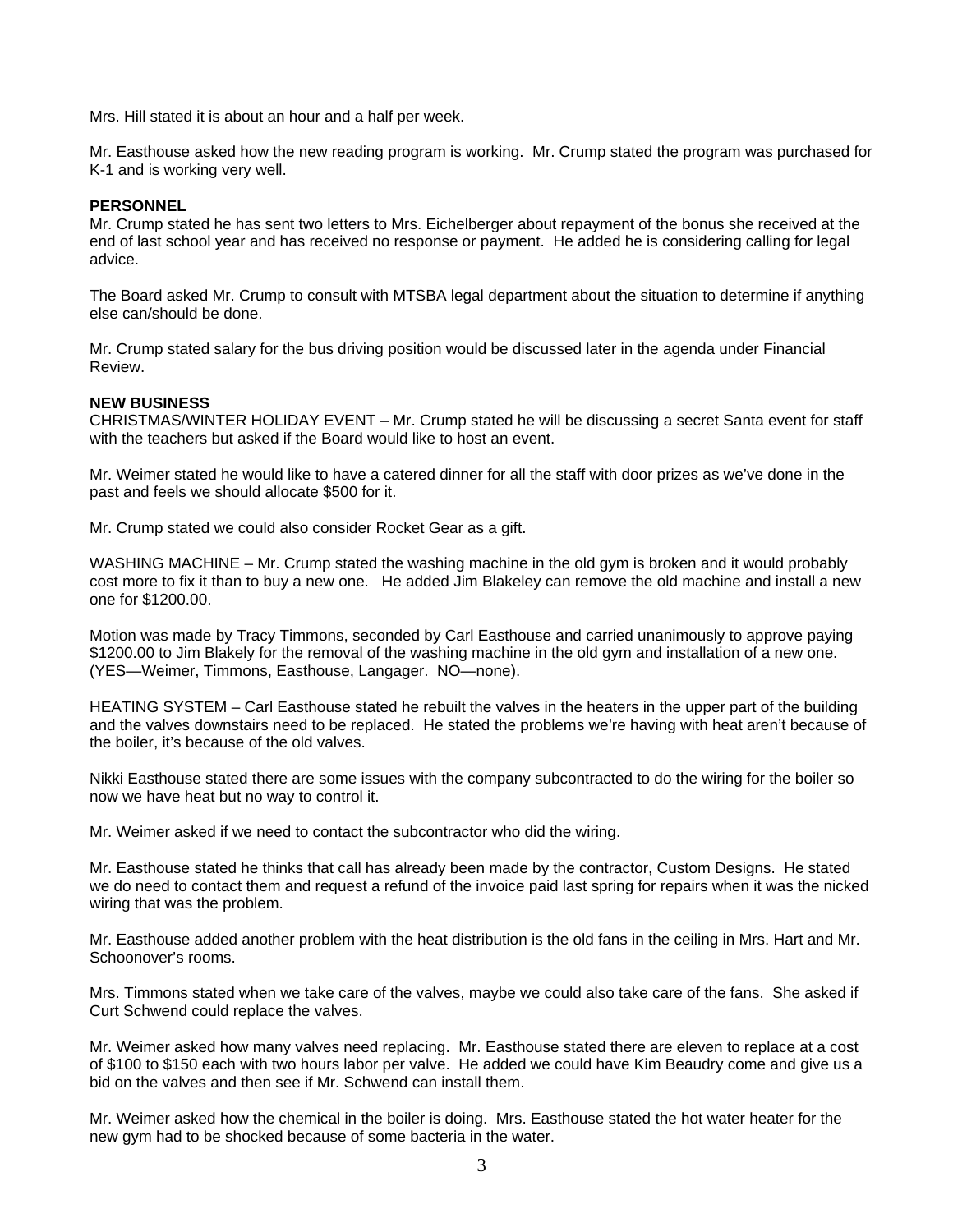Mrs. Hill stated it is about an hour and a half per week.

Mr. Easthouse asked how the new reading program is working. Mr. Crump stated the program was purchased for K-1 and is working very well.

**PERSONNEL**

Mr. Crump stated he has sent two letters to Mrs. Eichelberger about repayment of the bonus she received at the end of last school year and has received no response or payment. He added he is considering calling for legal advice.

The Board asked Mr. Crump to consult with MTSBA legal department about the situation to determine if anything else can/should be done.

Mr. Crump stated salary for the bus driving position would be discussed later in the agenda under Financial Review.

**NEW BUSINESS**

CHRISTMAS/WINTER HOLIDAY EVENT – Mr. Crump stated he will be discussing a secret Santa event for staff with the teachers but asked if the Board would like to host an event.

Mr. Weimer stated he would like to have a catered dinner for all the staff with door prizes as we've done in the past and feels we should allocate $500 for it.

Mr. Crump stated we could also consider Rocket Gear as a gift.

WASHING MACHINE – Mr. Crump stated the washing machine in the old gym is broken and it would probably cost more to fix it than to buy a new one. He added Jim Blakeley can remove the old machine and install a new one for $1200.00.

Motion was made by Tracy Timmons, seconded by Carl Easthouse and carried unanimously to approve paying $1200.00 to Jim Blakely for the removal of the washing machine in the old gym and installation of a new one. (YES—Weimer, Timmons, Easthouse, Langager. NO—none).

HEATING SYSTEM – Carl Easthouse stated he rebuilt the valves in the heaters in the upper part of the building and the valves downstairs need to be replaced. He stated the problems we're having with heat aren't because of the boiler, it's because of the old valves.

Nikki Easthouse stated there are some issues with the company subcontracted to do the wiring for the boiler so now we have heat but no way to control it.

Mr. Weimer asked if we need to contact the subcontractor who did the wiring.

Mr. Easthouse stated he thinks that call has already been made by the contractor, Custom Designs. He stated we do need to contact them and request a refund of the invoice paid last spring for repairs when it was the nicked wiring that was the problem.

Mr. Easthouse added another problem with the heat distribution is the old fans in the ceiling in Mrs. Hart and Mr. Schoonover's rooms.

Mrs. Timmons stated when we take care of the valves, maybe we could also take care of the fans. She asked if Curt Schwend could replace the valves.

Mr. Weimer asked how many valves need replacing. Mr. Easthouse stated there are eleven to replace at a cost of $100 to $150 each with two hours labor per valve. He added we could have Kim Beaudry come and give us a bid on the valves and then see if Mr. Schwend can install them.

Mr. Weimer asked how the chemical in the boiler is doing. Mrs. Easthouse stated the hot water heater for the new gym had to be shocked because of some bacteria in the water.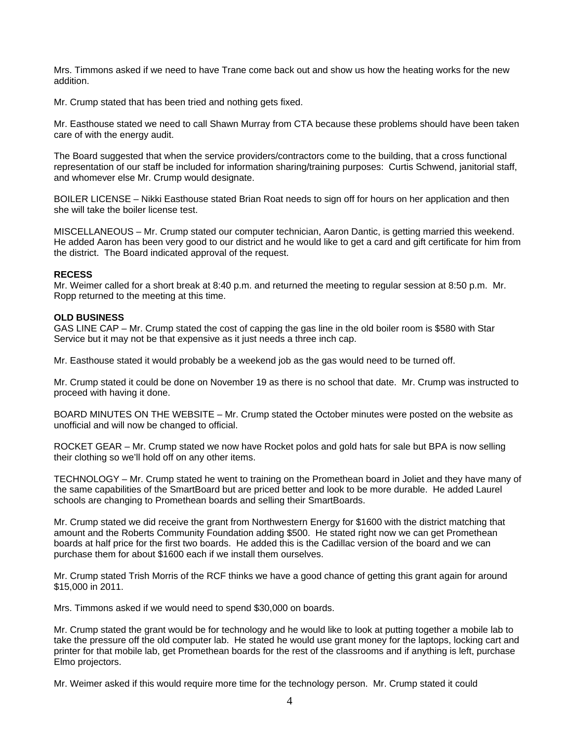Mrs. Timmons asked if we need to have Trane come back out and show us how the heating works for the new addition.

Mr. Crump stated that has been tried and nothing gets fixed.

Mr. Easthouse stated we need to call Shawn Murray from CTA because these problems should have been taken care of with the energy audit.

The Board suggested that when the service providers/contractors come to the building, that a cross functional representation of our staff be included for information sharing/training purposes: Curtis Schwend, janitorial staff, and whomever else Mr. Crump would designate.

BOILER LICENSE – Nikki Easthouse stated Brian Roat needs to sign off for hours on her application and then she will take the boiler license test.

MISCELLANEOUS – Mr. Crump stated our computer technician, Aaron Dantic, is getting married this weekend. He added Aaron has been very good to our district and he would like to get a card and gift certificate for him from the district. The Board indicated approval of the request.

**RECESS**
Mr. Weimer called for a short break at 8:40 p.m. and returned the meeting to regular session at 8:50 p.m. Mr. Ropp returned to the meeting at this time.

**OLD BUSINESS**
GAS LINE CAP – Mr. Crump stated the cost of capping the gas line in the old boiler room is $580 with Star Service but it may not be that expensive as it just needs a three inch cap.

Mr. Easthouse stated it would probably be a weekend job as the gas would need to be turned off.

Mr. Crump stated it could be done on November 19 as there is no school that date. Mr. Crump was instructed to proceed with having it done.

BOARD MINUTES ON THE WEBSITE – Mr. Crump stated the October minutes were posted on the website as unofficial and will now be changed to official.

ROCKET GEAR – Mr. Crump stated we now have Rocket polos and gold hats for sale but BPA is now selling their clothing so we'll hold off on any other items.

TECHNOLOGY – Mr. Crump stated he went to training on the Promethean board in Joliet and they have many of the same capabilities of the SmartBoard but are priced better and look to be more durable. He added Laurel schools are changing to Promethean boards and selling their SmartBoards.

Mr. Crump stated we did receive the grant from Northwestern Energy for $1600 with the district matching that amount and the Roberts Community Foundation adding $500. He stated right now we can get Promethean boards at half price for the first two boards. He added this is the Cadillac version of the board and we can purchase them for about $1600 each if we install them ourselves.

Mr. Crump stated Trish Morris of the RCF thinks we have a good chance of getting this grant again for around $15,000 in 2011.

Mrs. Timmons asked if we would need to spend $30,000 on boards.

Mr. Crump stated the grant would be for technology and he would like to look at putting together a mobile lab to take the pressure off the old computer lab. He stated he would use grant money for the laptops, locking cart and printer for that mobile lab, get Promethean boards for the rest of the classrooms and if anything is left, purchase Elmo projectors.

Mr. Weimer asked if this would require more time for the technology person. Mr. Crump stated it could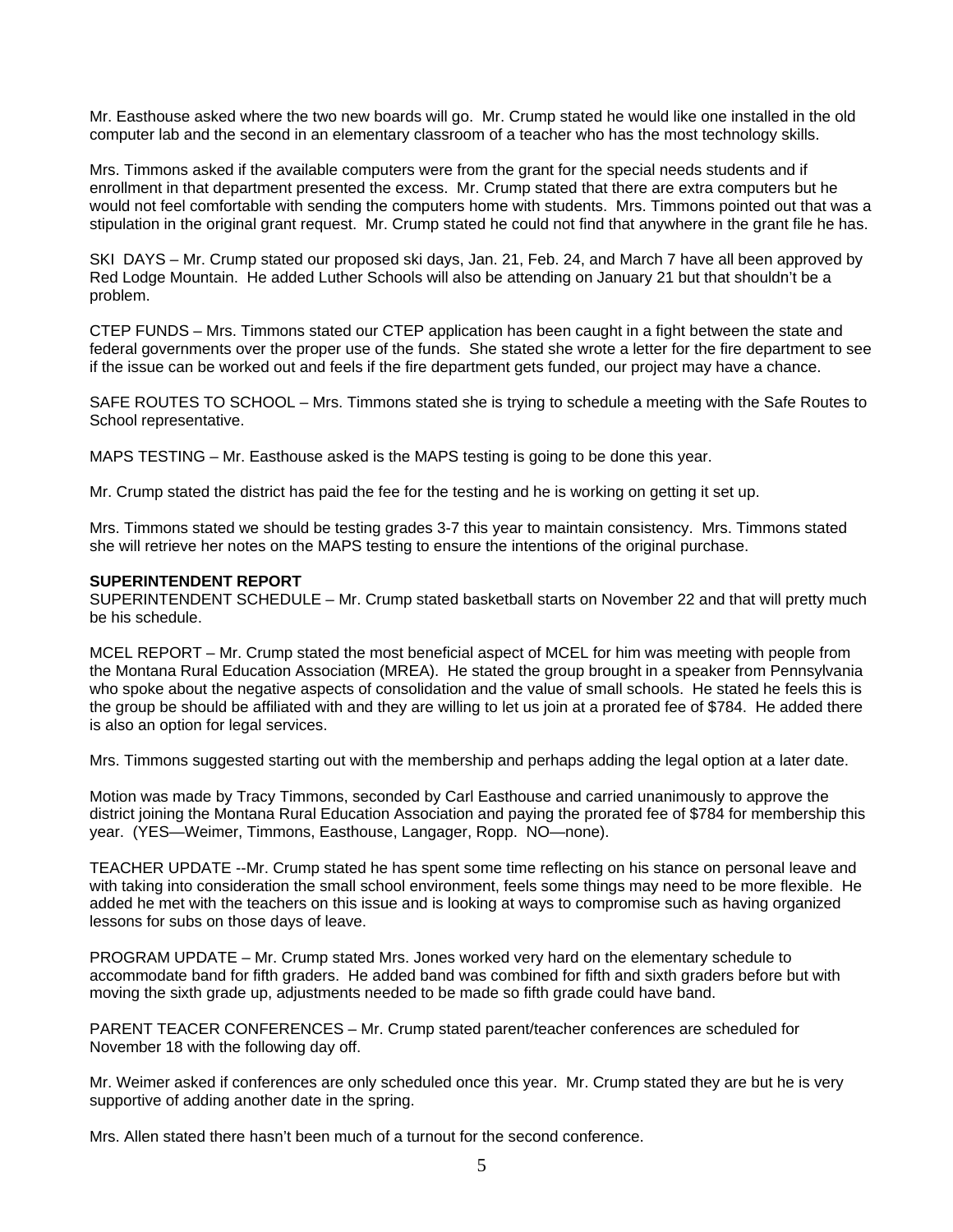Mr. Easthouse asked where the two new boards will go. Mr. Crump stated he would like one installed in the old computer lab and the second in an elementary classroom of a teacher who has the most technology skills.

Mrs. Timmons asked if the available computers were from the grant for the special needs students and if enrollment in that department presented the excess. Mr. Crump stated that there are extra computers but he would not feel comfortable with sending the computers home with students. Mrs. Timmons pointed out that was a stipulation in the original grant request. Mr. Crump stated he could not find that anywhere in the grant file he has.

SKI DAYS – Mr. Crump stated our proposed ski days, Jan. 21, Feb. 24, and March 7 have all been approved by Red Lodge Mountain. He added Luther Schools will also be attending on January 21 but that shouldn't be a problem.

CTEP FUNDS – Mrs. Timmons stated our CTEP application has been caught in a fight between the state and federal governments over the proper use of the funds. She stated she wrote a letter for the fire department to see if the issue can be worked out and feels if the fire department gets funded, our project may have a chance.

SAFE ROUTES TO SCHOOL – Mrs. Timmons stated she is trying to schedule a meeting with the Safe Routes to School representative.

MAPS TESTING – Mr. Easthouse asked is the MAPS testing is going to be done this year.

Mr. Crump stated the district has paid the fee for the testing and he is working on getting it set up.

Mrs. Timmons stated we should be testing grades 3-7 this year to maintain consistency. Mrs. Timmons stated she will retrieve her notes on the MAPS testing to ensure the intentions of the original purchase.

**SUPERINTENDENT REPORT**

SUPERINTENDENT SCHEDULE – Mr. Crump stated basketball starts on November 22 and that will pretty much be his schedule.

MCEL REPORT – Mr. Crump stated the most beneficial aspect of MCEL for him was meeting with people from the Montana Rural Education Association (MREA). He stated the group brought in a speaker from Pennsylvania who spoke about the negative aspects of consolidation and the value of small schools. He stated he feels this is the group be should be affiliated with and they are willing to let us join at a prorated fee of $784. He added there is also an option for legal services.

Mrs. Timmons suggested starting out with the membership and perhaps adding the legal option at a later date.

Motion was made by Tracy Timmons, seconded by Carl Easthouse and carried unanimously to approve the district joining the Montana Rural Education Association and paying the prorated fee of $784 for membership this year. (YES—Weimer, Timmons, Easthouse, Langager, Ropp. NO—none).

TEACHER UPDATE --Mr. Crump stated he has spent some time reflecting on his stance on personal leave and with taking into consideration the small school environment, feels some things may need to be more flexible. He added he met with the teachers on this issue and is looking at ways to compromise such as having organized lessons for subs on those days of leave.

PROGRAM UPDATE – Mr. Crump stated Mrs. Jones worked very hard on the elementary schedule to accommodate band for fifth graders. He added band was combined for fifth and sixth graders before but with moving the sixth grade up, adjustments needed to be made so fifth grade could have band.

PARENT TEACER CONFERENCES – Mr. Crump stated parent/teacher conferences are scheduled for November 18 with the following day off.

Mr. Weimer asked if conferences are only scheduled once this year. Mr. Crump stated they are but he is very supportive of adding another date in the spring.

Mrs. Allen stated there hasn't been much of a turnout for the second conference.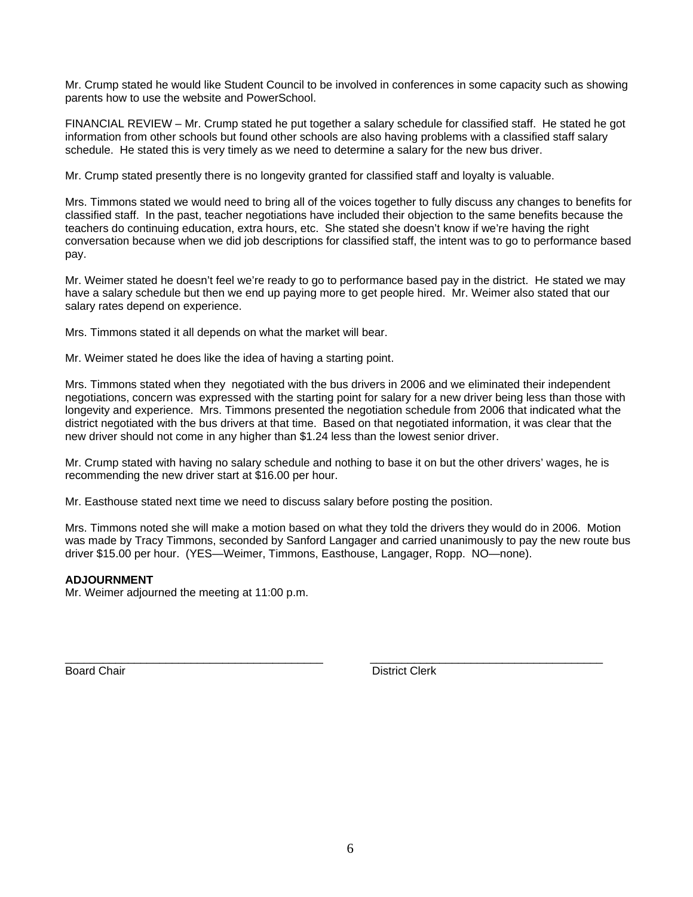Mr. Crump stated he would like Student Council to be involved in conferences in some capacity such as showing parents how to use the website and PowerSchool.

FINANCIAL REVIEW – Mr. Crump stated he put together a salary schedule for classified staff. He stated he got information from other schools but found other schools are also having problems with a classified staff salary schedule. He stated this is very timely as we need to determine a salary for the new bus driver.

Mr. Crump stated presently there is no longevity granted for classified staff and loyalty is valuable.

Mrs. Timmons stated we would need to bring all of the voices together to fully discuss any changes to benefits for classified staff. In the past, teacher negotiations have included their objection to the same benefits because the teachers do continuing education, extra hours, etc. She stated she doesn't know if we're having the right conversation because when we did job descriptions for classified staff, the intent was to go to performance based pay.

Mr. Weimer stated he doesn't feel we're ready to go to performance based pay in the district. He stated we may have a salary schedule but then we end up paying more to get people hired. Mr. Weimer also stated that our salary rates depend on experience.

Mrs. Timmons stated it all depends on what the market will bear.

Mr. Weimer stated he does like the idea of having a starting point.

Mrs. Timmons stated when they negotiated with the bus drivers in 2006 and we eliminated their independent negotiations, concern was expressed with the starting point for salary for a new driver being less than those with longevity and experience. Mrs. Timmons presented the negotiation schedule from 2006 that indicated what the district negotiated with the bus drivers at that time. Based on that negotiated information, it was clear that the new driver should not come in any higher than $1.24 less than the lowest senior driver.

Mr. Crump stated with having no salary schedule and nothing to base it on but the other drivers' wages, he is recommending the new driver start at $16.00 per hour.

Mr. Easthouse stated next time we need to discuss salary before posting the position.

Mrs. Timmons noted she will make a motion based on what they told the drivers they would do in 2006. Motion was made by Tracy Timmons, seconded by Sanford Langager and carried unanimously to pay the new route bus driver $15.00 per hour. (YES—Weimer, Timmons, Easthouse, Langager, Ropp. NO—none).

**ADJOURNMENT**
Mr. Weimer adjourned the meeting at 11:00 p.m.

\_\_\_\_\_\_\_\_\_\_\_\_\_\_\_\_\_\_\_\_\_\_\_\_\_\_\_\_\_\_\_\_\_\_\_\_\_\_\_\_ &nbsp;&nbsp;&nbsp;&nbsp; \_\_\_\_\_\_\_\_\_\_\_\_\_\_\_\_\_\_\_\_\_\_\_\_\_\_\_\_\_\_\_\_\_\_\_\_\_\_
Board Chair &nbsp;&nbsp;&nbsp;&nbsp;&nbsp;&nbsp;&nbsp;&nbsp;&nbsp;&nbsp;&nbsp;&nbsp;&nbsp;&nbsp;&nbsp;&nbsp;&nbsp;&nbsp;&nbsp;&nbsp;&nbsp;&nbsp;&nbsp;&nbsp;&nbsp;&nbsp;&nbsp;&nbsp;&nbsp;&nbsp;&nbsp;&nbsp;&nbsp;&nbsp;&nbsp;&nbsp;&nbsp;&nbsp;&nbsp;&nbsp; District Clerk